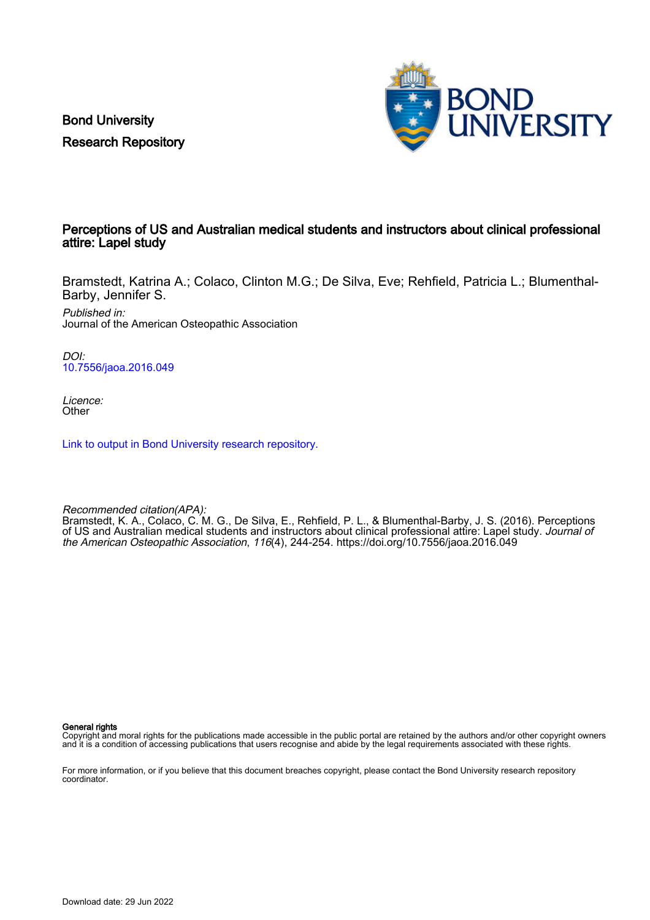Bond University
Research Repository

# Perceptions of US and Australian medical students and instructors about clinical professional attire: Lapel study

Bramstedt, Katrina A.; Colaco, Clinton M.G.; De Silva, Eve; Rehfield, Patricia L.; Blumenthal-Barby, Jennifer S.

*Published in:*
Journal of the American Osteopathic Association

*DOI:*
10.7556/jaoa.2016.049

*Licence:*
Other

Link to output in Bond University research repository.

*Recommended citation(APA):*
Bramstedt, K. A., Colaco, C. M. G., De Silva, E., Rehfield, P. L., & Blumenthal-Barby, J. S. (2016). Perceptions of US and Australian medical students and instructors about clinical professional attire: Lapel study. *Journal of the American Osteopathic Association*, *116*(4), 244-254. https://doi.org/10.7556/jaoa.2016.049

**General rights**
Copyright and moral rights for the publications made accessible in the public portal are retained by the authors and/or other copyright owners and it is a condition of accessing publications that users recognise and abide by the legal requirements associated with these rights.

For more information, or if you believe that this document breaches copyright, please contact the Bond University research repository coordinator.

Download date: 29 Jun 2022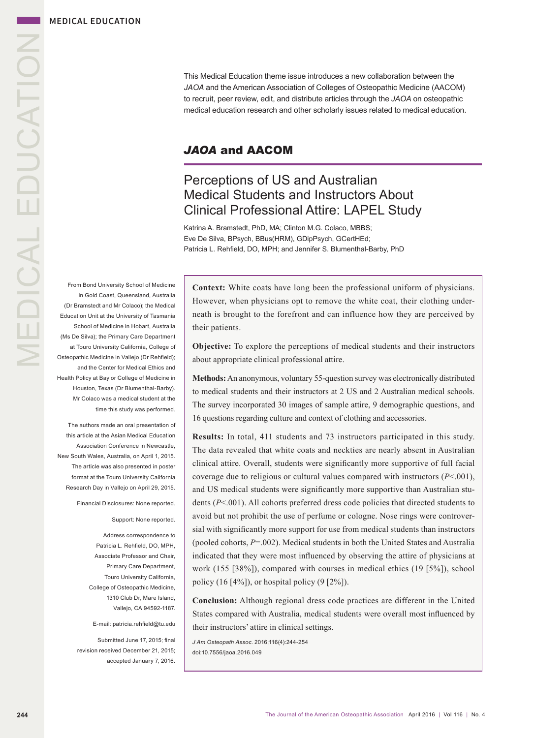This Medical Education theme issue introduces a new collaboration between the *JAOA* and the American Association of Colleges of Osteopathic Medicine (AACOM) to recruit, peer review, edit, and distribute articles through the *JAOA* on osteopathic medical education research and other scholarly issues related to medical education.

## *JAOA* and AACOM

# Perceptions of US and Australian Medical Students and Instructors About Clinical Professional Attire: LAPEL Study

Katrina A. Bramstedt, PhD, MA; Clinton M.G. Colaco, MBBS; Eve De Silva, BPsych, BBus(HRM), GDipPsych, GCertHEd; Patricia L. Rehfield, DO, MPH; and Jennifer S. Blumenthal-Barby, PhD

From Bond University School of Medicine in Gold Coast, Queensland, Australia (Dr Bramstedt and Mr Colaco); the Medical Education Unit at the University of Tasmania School of Medicine in Hobart, Australia (Ms De Silva); the Primary Care Department at Touro University California, College of Osteopathic Medicine in Vallejo (Dr Rehfield); and the Center for Medical Ethics and Health Policy at Baylor College of Medicine in Houston, Texas (Dr Blumenthal-Barby). Mr Colaco was a medical student at the time this study was performed.

The authors made an oral presentation of this article at the Asian Medical Education Association Conference in Newcastle, New South Wales, Australia, on April 1, 2015. The article was also presented in poster format at the Touro University California Research Day in Vallejo on April 29, 2015.

Financial Disclosures: None reported.

Support: None reported.

Address correspondence to Patricia L. Rehfield, DO, MPH, Associate Professor and Chair, Primary Care Department, Touro University California, College of Osteopathic Medicine, 1310 Club Dr, Mare Island, Vallejo, CA 94592-1187.

E-mail: patricia.rehfield@tu.edu

Submitted June 17, 2015; final revision received December 21, 2015; accepted January 7, 2016.

**Context:** White coats have long been the professional uniform of physicians. However, when physicians opt to remove the white coat, their clothing underneath is brought to the forefront and can influence how they are perceived by their patients.

**Objective:** To explore the perceptions of medical students and their instructors about appropriate clinical professional attire.

**Methods:** An anonymous, voluntary 55-question survey was electronically distributed to medical students and their instructors at 2 US and 2 Australian medical schools. The survey incorporated 30 images of sample attire, 9 demographic questions, and 16 questions regarding culture and context of clothing and accessories.

**Results:** In total, 411 students and 73 instructors participated in this study. The data revealed that white coats and neckties are nearly absent in Australian clinical attire. Overall, students were significantly more supportive of full facial coverage due to religious or cultural values compared with instructors ($P<.001$), and US medical students were significantly more supportive than Australian students ($P<.001$). All cohorts preferred dress code policies that directed students to avoid but not prohibit the use of perfume or cologne. Nose rings were controversial with significantly more support for use from medical students than instructors (pooled cohorts, $P=.002$). Medical students in both the United States and Australia indicated that they were most influenced by observing the attire of physicians at work (155 [38%]), compared with courses in medical ethics (19 [5%]), school policy (16 [4%]), or hospital policy (9 [2%]).

**Conclusion:** Although regional dress code practices are different in the United States compared with Australia, medical students were overall most influenced by their instructors' attire in clinical settings.

*J Am Osteopath Assoc.* 2016;116(4):244-254
doi:10.7556/jaoa.2016.049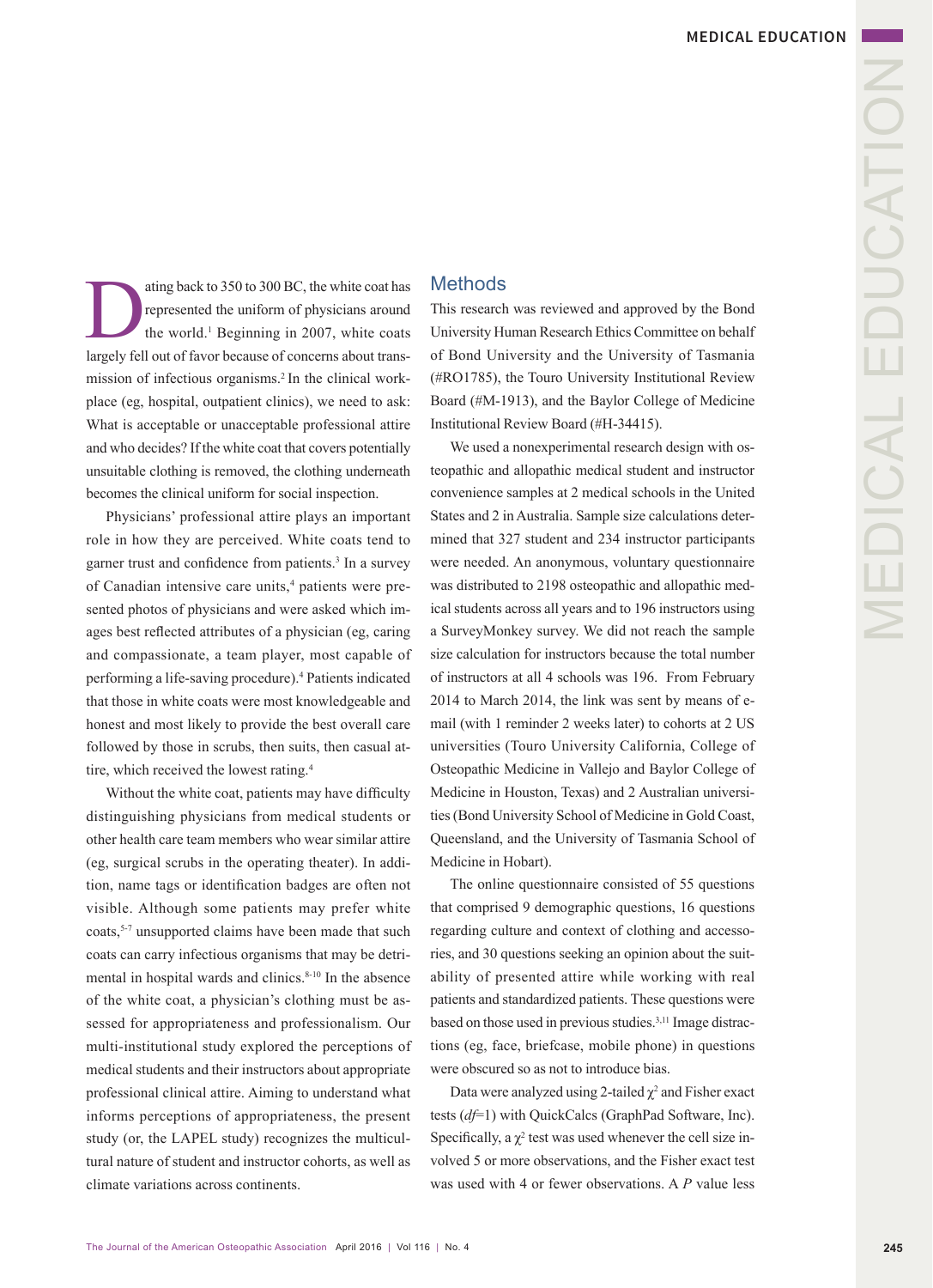Dating back to 350 to 300 BC, the white coat has represented the uniform of physicians around the world.[1] Beginning in 2007, white coats largely fell out of favor because of concerns about transmission of infectious organisms.[2] In the clinical workplace (eg, hospital, outpatient clinics), we need to ask: What is acceptable or unacceptable professional attire and who decides? If the white coat that covers potentially unsuitable clothing is removed, the clothing underneath becomes the clinical uniform for social inspection.

Physicians' professional attire plays an important role in how they are perceived. White coats tend to garner trust and confidence from patients.[3] In a survey of Canadian intensive care units,[4] patients were presented photos of physicians and were asked which images best reflected attributes of a physician (eg, caring and compassionate, a team player, most capable of performing a life-saving procedure).[4] Patients indicated that those in white coats were most knowledgeable and honest and most likely to provide the best overall care followed by those in scrubs, then suits, then casual attire, which received the lowest rating.[4]

Without the white coat, patients may have difficulty distinguishing physicians from medical students or other health care team members who wear similar attire (eg, surgical scrubs in the operating theater). In addition, name tags or identification badges are often not visible. Although some patients may prefer white coats,[5-7] unsupported claims have been made that such coats can carry infectious organisms that may be detrimental in hospital wards and clinics.[8-10] In the absence of the white coat, a physician's clothing must be assessed for appropriateness and professionalism. Our multi-institutional study explored the perceptions of medical students and their instructors about appropriate professional clinical attire. Aiming to understand what informs perceptions of appropriateness, the present study (or, the LAPEL study) recognizes the multicultural nature of student and instructor cohorts, as well as climate variations across continents.

## Methods

This research was reviewed and approved by the Bond University Human Research Ethics Committee on behalf of Bond University and the University of Tasmania (#RO1785), the Touro University Institutional Review Board (#M-1913), and the Baylor College of Medicine Institutional Review Board (#H-34415).

We used a nonexperimental research design with osteopathic and allopathic medical student and instructor convenience samples at 2 medical schools in the United States and 2 in Australia. Sample size calculations determined that 327 student and 234 instructor participants were needed. An anonymous, voluntary questionnaire was distributed to 2198 osteopathic and allopathic medical students across all years and to 196 instructors using a SurveyMonkey survey. We did not reach the sample size calculation for instructors because the total number of instructors at all 4 schools was 196. From February 2014 to March 2014, the link was sent by means of e-mail (with 1 reminder 2 weeks later) to cohorts at 2 US universities (Touro University California, College of Osteopathic Medicine in Vallejo and Baylor College of Medicine in Houston, Texas) and 2 Australian universities (Bond University School of Medicine in Gold Coast, Queensland, and the University of Tasmania School of Medicine in Hobart).

The online questionnaire consisted of 55 questions that comprised 9 demographic questions, 16 questions regarding culture and context of clothing and accessories, and 30 questions seeking an opinion about the suitability of presented attire while working with real patients and standardized patients. These questions were based on those used in previous studies.[3,11] Image distractions (eg, face, briefcase, mobile phone) in questions were obscured so as not to introduce bias.

Data were analyzed using 2-tailed $\chi^2$ and Fisher exact tests (*df*=1) with QuickCalcs (GraphPad Software, Inc). Specifically, a $\chi^2$ test was used whenever the cell size involved 5 or more observations, and the Fisher exact test was used with 4 or fewer observations. A *P* value less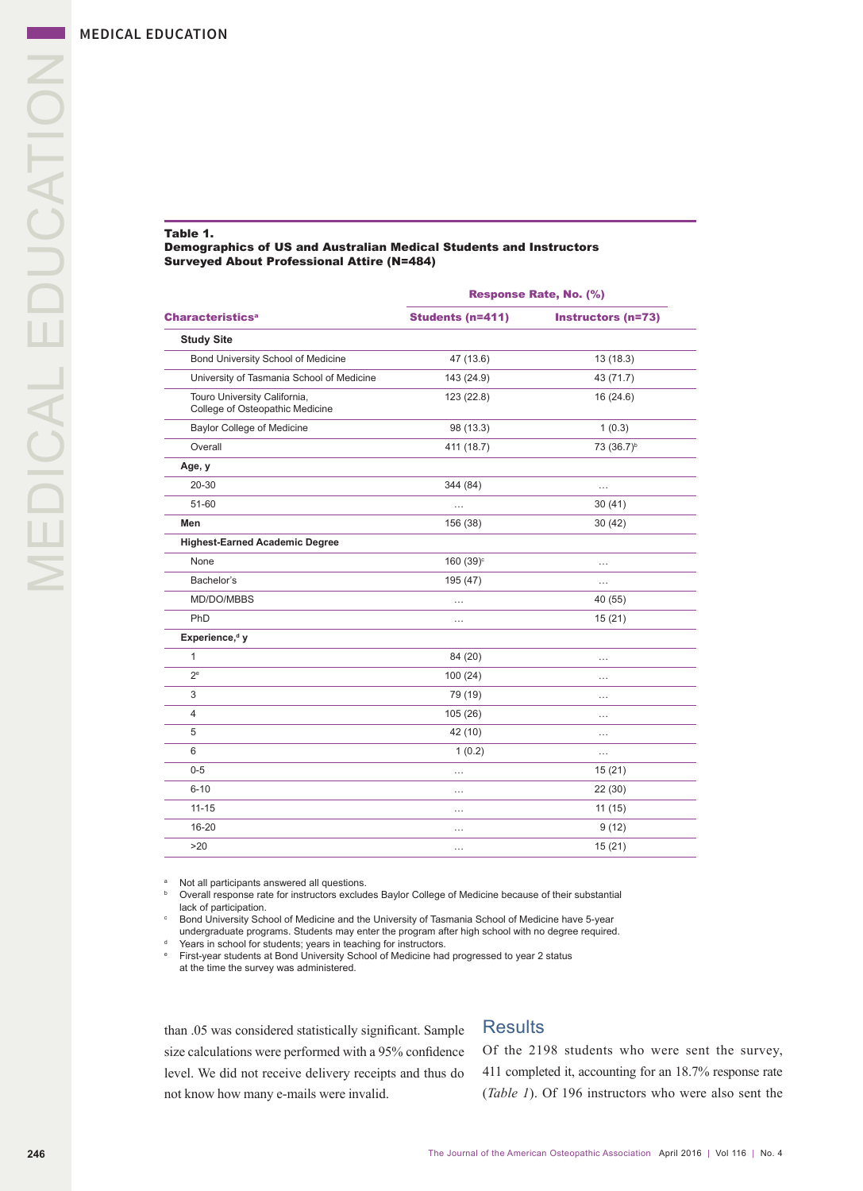**Table 1.**
**Demographics of US and Australian Medical Students and Instructors Surveyed About Professional Attire (N=484)**

| | Response Rate, No. (%) | |
|---|---|---|
| **Characteristics**[a] | **Students (n=411)** | **Instructors (n=73)** |
| **Study Site** | | |
| Bond University School of Medicine | 47 (13.6) | 13 (18.3) |
| University of Tasmania School of Medicine | 143 (24.9) | 43 (71.7) |
| Touro University California, College of Osteopathic Medicine | 123 (22.8) | 16 (24.6) |
| Baylor College of Medicine | 98 (13.3) | 1 (0.3) |
| Overall | 411 (18.7) | 73 (36.7)[b] |
| **Age, y** | | |
| 20-30 | 344 (84) | … |
| 51-60 | … | 30 (41) |
| **Men** | 156 (38) | 30 (42) |
| **Highest-Earned Academic Degree** | | |
| None | 160 (39)[c] | … |
| Bachelor's | 195 (47) | … |
| MD/DO/MBBS | … | 40 (55) |
| PhD | … | 15 (21) |
| **Experience,[d] y** | | |
| 1 | 84 (20) | … |
| 2[e] | 100 (24) | … |
| 3 | 79 (19) | … |
| 4 | 105 (26) | … |
| 5 | 42 (10) | … |
| 6 | 1 (0.2) | … |
| 0-5 | … | 15 (21) |
| 6-10 | … | 22 (30) |
| 11-15 | … | 11 (15) |
| 16-20 | … | 9 (12) |
| >20 | … | 15 (21) |

[a] Not all participants answered all questions.
[b] Overall response rate for instructors excludes Baylor College of Medicine because of their substantial lack of participation.
[c] Bond University School of Medicine and the University of Tasmania School of Medicine have 5-year undergraduate programs. Students may enter the program after high school with no degree required.
[d] Years in school for students; years in teaching for instructors.
[e] First-year students at Bond University School of Medicine had progressed to year 2 status at the time the survey was administered.

than .05 was considered statistically significant. Sample size calculations were performed with a 95% confidence level. We did not receive delivery receipts and thus do not know how many e-mails were invalid.

## Results

Of the 2198 students who were sent the survey, 411 completed it, accounting for an 18.7% response rate (*Table 1*). Of 196 instructors who were also sent the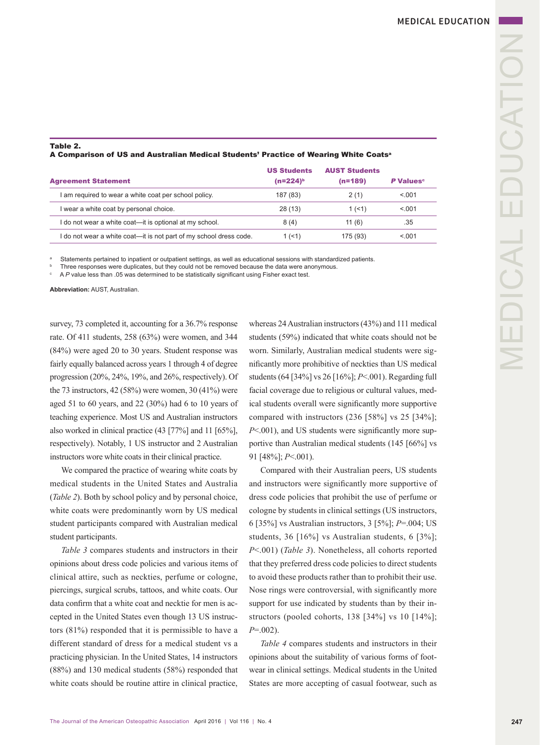**Table 2.**
**A Comparison of US and Australian Medical Students' Practice of Wearing White Coats[a]**

| Agreement Statement | US Students (n=224)[b] | AUST Students (n=189) | P Values[c] |
|---|---|---|---|
| I am required to wear a white coat per school policy. | 187 (83) | 2 (1) | <.001 |
| I wear a white coat by personal choice. | 28 (13) | 1 (<1) | <.001 |
| I do not wear a white coat—it is optional at my school. | 8 (4) | 11 (6) | .35 |
| I do not wear a white coat—it is not part of my school dress code. | 1 (<1) | 175 (93) | <.001 |

[a] Statements pertained to inpatient or outpatient settings, as well as educational sessions with standardized patients.
[b] Three responses were duplicates, but they could not be removed because the data were anonymous.
[c] A *P* value less than .05 was determined to be statistically significant using Fisher exact test.

**Abbreviation:** AUST, Australian.

survey, 73 completed it, accounting for a 36.7% response rate. Of 411 students, 258 (63%) were women, and 344 (84%) were aged 20 to 30 years. Student response was fairly equally balanced across years 1 through 4 of degree progression (20%, 24%, 19%, and 26%, respectively). Of the 73 instructors, 42 (58%) were women, 30 (41%) were aged 51 to 60 years, and 22 (30%) had 6 to 10 years of teaching experience. Most US and Australian instructors also worked in clinical practice (43 [77%] and 11 [65%], respectively). Notably, 1 US instructor and 2 Australian instructors wore white coats in their clinical practice.

We compared the practice of wearing white coats by medical students in the United States and Australia (*Table 2*). Both by school policy and by personal choice, white coats were predominantly worn by US medical student participants compared with Australian medical student participants.

*Table 3* compares students and instructors in their opinions about dress code policies and various items of clinical attire, such as neckties, perfume or cologne, piercings, surgical scrubs, tattoos, and white coats. Our data confirm that a white coat and necktie for men is accepted in the United States even though 13 US instructors (81%) responded that it is permissible to have a different standard of dress for a medical student vs a practicing physician. In the United States, 14 instructors (88%) and 130 medical students (58%) responded that white coats should be routine attire in clinical practice, whereas 24 Australian instructors (43%) and 111 medical students (59%) indicated that white coats should not be worn. Similarly, Australian medical students were significantly more prohibitive of neckties than US medical students (64 [34%] vs 26 [16%]; *P*<.001). Regarding full facial coverage due to religious or cultural values, medical students overall were significantly more supportive compared with instructors (236 [58%] vs 25 [34%]; *P*<.001), and US students were significantly more supportive than Australian medical students (145 [66%] vs 91 [48%]; *P*<.001).

Compared with their Australian peers, US students and instructors were significantly more supportive of dress code policies that prohibit the use of perfume or cologne by students in clinical settings (US instructors, 6 [35%] vs Australian instructors, 3 [5%]; *P*=.004; US students, 36 [16%] vs Australian students, 6 [3%]; *P*<.001) (*Table 3*). Nonetheless, all cohorts reported that they preferred dress code policies to direct students to avoid these products rather than to prohibit their use. Nose rings were controversial, with significantly more support for use indicated by students than by their instructors (pooled cohorts, 138 [34%] vs 10 [14%]; *P*=.002).

*Table 4* compares students and instructors in their opinions about the suitability of various forms of footwear in clinical settings. Medical students in the United States are more accepting of casual footwear, such as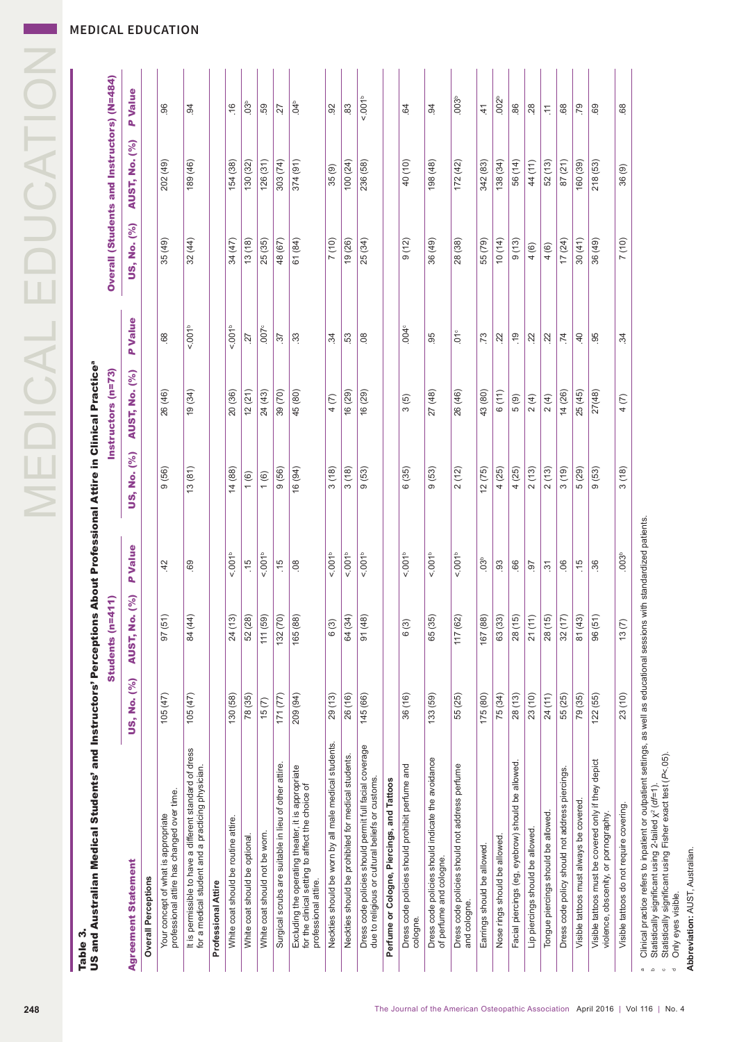**Table 3.**
**US and Australian Medical Students' and Instructors' Perceptions About Professional Attire in Clinical Practice[a]**

| Agreement Statement | Students (n=411) | | | Instructors (n=73) | | | Overall (Students and Instructors) (N=484) | | |
|---|---|---|---|---|---|---|---|---|---|
| | US, No. (%) | AUST, No. (%) | P Value | US, No. (%) | AUST, No. (%) | P Value | US, No. (%) | AUST, No. (%) | P Value |
| **Overall Perceptions** | | | | | | | | | |
| Your concept of what is appropriate professional attire has changed over time. | 105 (47) | 97 (51) | .42 | 9 (56) | 26 (46) | .68 | 35 (49) | 202 (49) | .96 |
| It is permissible to have a different standard of dress for a medical student and a practicing physician. | 105 (47) | 84 (44) | .69 | 13 (81) | 19 (34) | <.001[b] | 32 (44) | 189 (46) | .94 |
| **Professional Attire** | | | | | | | | | |
| White coat should be routine attire. | 130 (58) | 24 (13) | <.001[b] | 14 (88) | 20 (36) | <.001[b] | 34 (47) | 154 (38) | .16 |
| White coat should be optional. | 78 (35) | 52 (28) | .15 | 1 (6) | 12 (21) | .27 | 13 (18) | 130 (32) | .03[b] |
| White coat should not be worn. | 15 (7) | 111 (59) | <.001[b] | 1 (6) | 24 (43) | .007[c] | 25 (35) | 126 (31) | .59 |
| Surgical scrubs are suitable in lieu of other attire. | 171 (77) | 132 (70) | .15 | 9 (56) | 39 (70) | .37 | 48 (67) | 303 (74) | .27 |
| Excluding the operating theater, it is appropriate for the clinical setting to affect the choice of professional attire. | 209 (94) | 165 (88) | .08 | 16 (94) | 45 (80) | .33 | 61 (84) | 374 (91) | .04[b] |
| Neckties should be worn by all male medical students. | 29 (13) | 6 (3) | <.001[b] | 3 (18) | 4 (7) | .34 | 7 (10) | 35 (9) | .92 |
| Neckties should be prohibited for medical students. | 26 (16) | 64 (34) | <.001[b] | 3 (18) | 16 (29) | .53 | 19 (26) | 100 (24) | .83 |
| Dress code policies should permit full facial coverage due to religious or cultural beliefs or customs. | 145 (66) | 91 (48) | <.001[b] | 9 (53) | 16 (29) | .08 | 25 (34) | 236 (58) | <.001[b] |
| **Perfume or Cologne, Piercings, and Tattoos** | | | | | | | | | |
| Dress code policies should prohibit perfume and cologne. | 36 (16) | 6 (3) | <.001[b] | 6 (35) | 3 (5) | .004[c] | 9 (12) | 40 (10) | .64 |
| Dress code policies should indicate the avoidance of perfume and cologne. | 133 (59) | 65 (35) | <.001[b] | 9 (53) | 27 (48) | .95 | 36 (49) | 198 (48) | .94 |
| Dress code policies should not address perfume and cologne. | 55 (25) | 117 (62) | <.001[b] | 2 (12) | 26 (46) | .01[c] | 28 (38) | 172 (42) | .003[b] |
| Earrings should be allowed. | 175 (80) | 167 (88) | .03[b] | 12 (75) | 43 (80) | .73 | 55 (79) | 342 (83) | .41 |
| Nose rings should be allowed. | 75 (34) | 63 (33) | .93 | 4 (25) | 6 (11) | .22 | 10 (14) | 138 (34) | .002[b] |
| Facial piercings (eg, eyebrow) should be allowed. | 28 (13) | 28 (15) | .66 | 4 (25) | 5 (9) | .19 | 9 (13) | 56 (14) | .86 |
| Lip piercings should be allowed. | 23 (10) | 21 (11) | .97 | 2 (13) | 2 (4) | .22 | 4 (6) | 44 (11) | .28 |
| Tongue piercings should be allowed. | 24 (11) | 28 (15) | .31 | 2 (13) | 2 (4) | .22 | 4 (6) | 52 (13) | .11 |
| Dress code policy should not address piercings. | 55 (25) | 32 (17) | .06 | 3 (19) | 14 (26) | .74 | 17 (24) | 87 (21) | .68 |
| Visible tattoos must always be covered. | 79 (35) | 81 (43) | .15 | 5 (29) | 25 (45) | .40 | 30 (41) | 160 (39) | .79 |
| Visible tattoos must be covered only if they depict violence, obscenity, or pornography. | 122 (55) | 96 (51) | .36 | 9 (53) | 27(48) | .95 | 36 (49) | 218 (53) | .69 |
| Visible tattoos do not require covering. | 23 (10) | 13 (7) | .003[b] | 3 (18) | 4 (7) | .34 | 7 (10) | 36 (9) | .68 |

[a] Clinical practice refers to inpatient or outpatient settings, as well as educational sessions with standardized patients.
[b] Statistically significant using 2-tailed $\chi^2$ ($df$=1).
[c] Statistically significant using Fisher exact test ($P$<.05).
[d] Only eyes visible.

**Abbreviation:** AUST, Australian.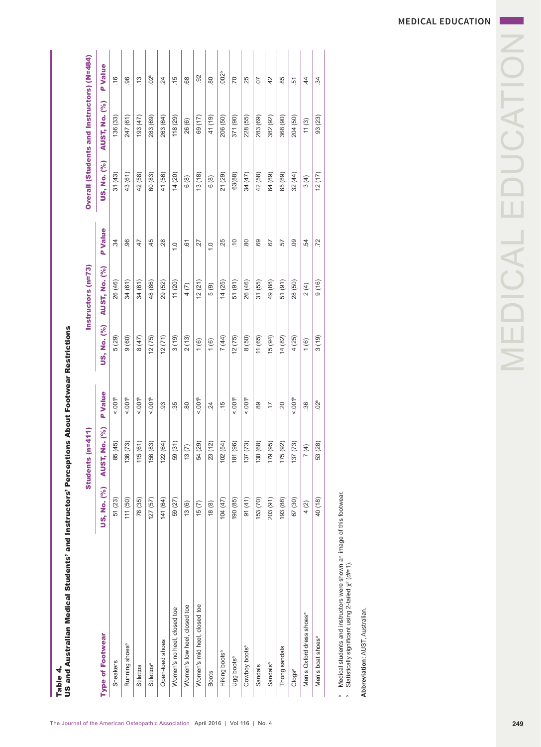**Table 4.**
**US and Australian Medical Students' and Instructors' Perceptions About Footwear Restrictions**

| Type of Footwear | Students (n=411) | | | Instructors (n=73) | | | Overall (Students and Instructors) (N=484) | | |
|---|---|---|---|---|---|---|---|---|---|
| | US, No. (%) | AUST, No. (%) | *P* Value | US, No. (%) | AUST, No. (%) | *P* Value | US, No. (%) | AUST, No. (%) | *P* Value |
| Sneakers | 51 (23) | 85 (45) | <.001[b] | 5 (29) | 26 (46) | .34 | 31 (43) | 136 (33) | .16 |
| Running shoes[a] | 111 (50) | 136 (73) | <.001[b] | 9 (60) | 34 (61) | .96 | 43 (61) | 247 (61) | .96 |
| Stilettos | 78 (35) | 115 (61) | <.001[b] | 8 (47) | 34 (61) | .47 | 42 (58) | 193 (47) | .13 |
| Stilettos[a] | 127 (57) | 156 (83) | <.001[b] | 12 (75) | 48 (86) | .45 | 60 (83) | 283 (69) | .02[b] |
| Open-toed shoes | 141 (64) | 122 (64) | .93 | 12 (71) | 29 (52) | .28 | 41 (56) | 263 (64) | .24 |
| Women's no heel, closed toe | 59 (27) | 59 (31) | .35 | 3 (19) | 11 (20) | 1.0 | 14 (20) | 118 (29) | .15 |
| Women's low heel, closed toe | 13 (6) | 13 (7) | .80 | 2 (13) | 4 (7) | .61 | 6 (8) | 26 (6) | .68 |
| Women's mid heel, closed toe | 15 (7) | 54 (29) | <.001[b] | 1 (6) | 12 (21) | .27 | 13 (18) | 69 (17) | .92 |
| Boots | 18 (8) | 23 (12) | .24 | 1 (6) | 5 (9) | 1.0 | 6 (8) | 41 (19) | .80 |
| Hiking boots[a] | 104 (47) | 102 (54) | .15 | 7 (44) | 14 (25) | .25 | 21 (29) | 206 (50) | .002[b] |
| Ugg boots[a] | 190 (85) | 181 (96) | <.001[b] | 12 (75) | 51 (91) | .10 | 63(88) | 371 (90) | .70 |
| Cowboy boots[a] | 91 (41) | 137 (73) | <.001[b] | 8 (50) | 26 (46) | .80 | 34 (47) | 228 (55) | .25 |
| Sandals | 153 (70) | 130 (68) | .89 | 11 (65) | 31 (55) | .69 | 42 (58) | 283 (69) | .07 |
| Sandals[a] | 203 (91) | 179 (95) | .17 | 15 (94) | 49 (88) | .67 | 64 (89) | 382 (92) | .42 |
| Thong sandals | 193 (88) | 175 (92) | .20 | 14 (82) | 51 (91) | .57 | 65 (89) | 368 (90) | .85 |
| Clogs[a] | 67 (30) | 137 (73) | <.001[b] | 4 (25) | 28 (50) | .09 | 32 (44) | 204 (50) | .51 |
| Men's Oxford dress shoes[a] | 4 (2) | 7 (4) | .36 | 1 (6) | 2 (4) | .54 | 3 (4) | 11 (3) | .44 |
| Men's boat shoes[a] | 40 (18) | 53 (28) | .02[b] | 3 (19) | 9 (16) | .72 | 12 (17) | 93 (23) | .34 |

[a] Medical students and instructors were shown an image of this footwear.
[b] Statistically significant using 2-tailed $\chi^2$ (*df*=1).

**Abbreviation:** AUST, Australian.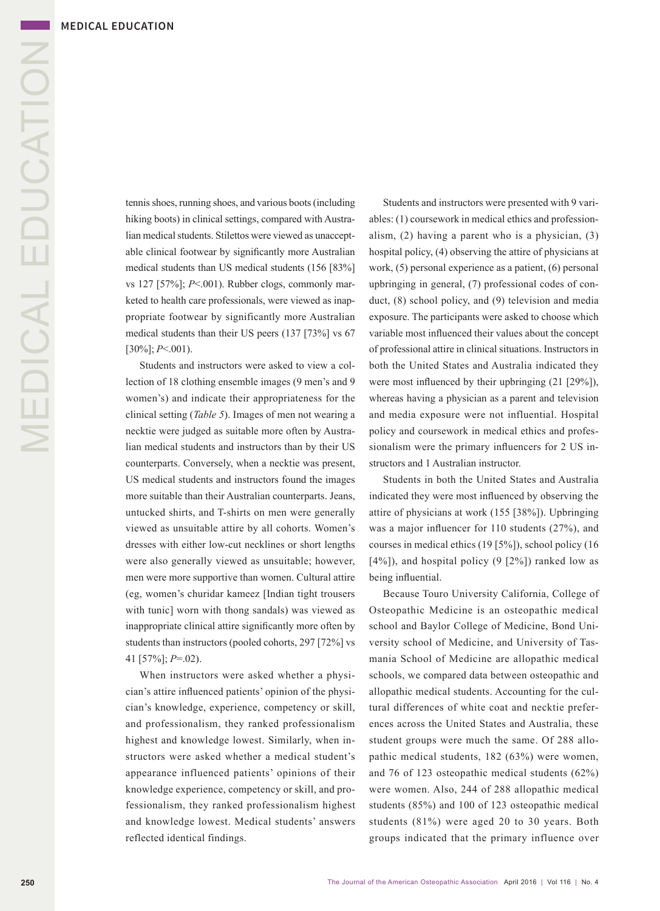tennis shoes, running shoes, and various boots (including hiking boots) in clinical settings, compared with Australian medical students. Stilettos were viewed as unacceptable clinical footwear by significantly more Australian medical students than US medical students (156 [83%] vs 127 [57%]; $P<.001$). Rubber clogs, commonly marketed to health care professionals, were viewed as inappropriate footwear by significantly more Australian medical students than their US peers (137 [73%] vs 67 [30%]; $P<.001$).

Students and instructors were asked to view a collection of 18 clothing ensemble images (9 men's and 9 women's) and indicate their appropriateness for the clinical setting (*Table 5*). Images of men not wearing a necktie were judged as suitable more often by Australian medical students and instructors than by their US counterparts. Conversely, when a necktie was present, US medical students and instructors found the images more suitable than their Australian counterparts. Jeans, untucked shirts, and T-shirts on men were generally viewed as unsuitable attire by all cohorts. Women's dresses with either low-cut necklines or short lengths were also generally viewed as unsuitable; however, men were more supportive than women. Cultural attire (eg, women's churidar kameez [Indian tight trousers with tunic] worn with thong sandals) was viewed as inappropriate clinical attire significantly more often by students than instructors (pooled cohorts, 297 [72%] vs 41 [57%]; $P=.02$).

When instructors were asked whether a physician's attire influenced patients' opinion of the physician's knowledge, experience, competency or skill, and professionalism, they ranked professionalism highest and knowledge lowest. Similarly, when instructors were asked whether a medical student's appearance influenced patients' opinions of their knowledge experience, competency or skill, and professionalism, they ranked professionalism highest and knowledge lowest. Medical students' answers reflected identical findings.

Students and instructors were presented with 9 variables: (1) coursework in medical ethics and professionalism, (2) having a parent who is a physician, (3) hospital policy, (4) observing the attire of physicians at work, (5) personal experience as a patient, (6) personal upbringing in general, (7) professional codes of conduct, (8) school policy, and (9) television and media exposure. The participants were asked to choose which variable most influenced their values about the concept of professional attire in clinical situations. Instructors in both the United States and Australia indicated they were most influenced by their upbringing (21 [29%]), whereas having a physician as a parent and television and media exposure were not influential. Hospital policy and coursework in medical ethics and professionalism were the primary influencers for 2 US instructors and 1 Australian instructor.

Students in both the United States and Australia indicated they were most influenced by observing the attire of physicians at work (155 [38%]). Upbringing was a major influencer for 110 students (27%), and courses in medical ethics (19 [5%]), school policy (16 [4%]), and hospital policy (9 [2%]) ranked low as being influential.

Because Touro University California, College of Osteopathic Medicine is an osteopathic medical school and Baylor College of Medicine, Bond University school of Medicine, and University of Tasmania School of Medicine are allopathic medical schools, we compared data between osteopathic and allopathic medical students. Accounting for the cultural differences of white coat and necktie preferences across the United States and Australia, these student groups were much the same. Of 288 allopathic medical students, 182 (63%) were women, and 76 of 123 osteopathic medical students (62%) were women. Also, 244 of 288 allopathic medical students (85%) and 100 of 123 osteopathic medical students (81%) were aged 20 to 30 years. Both groups indicated that the primary influence over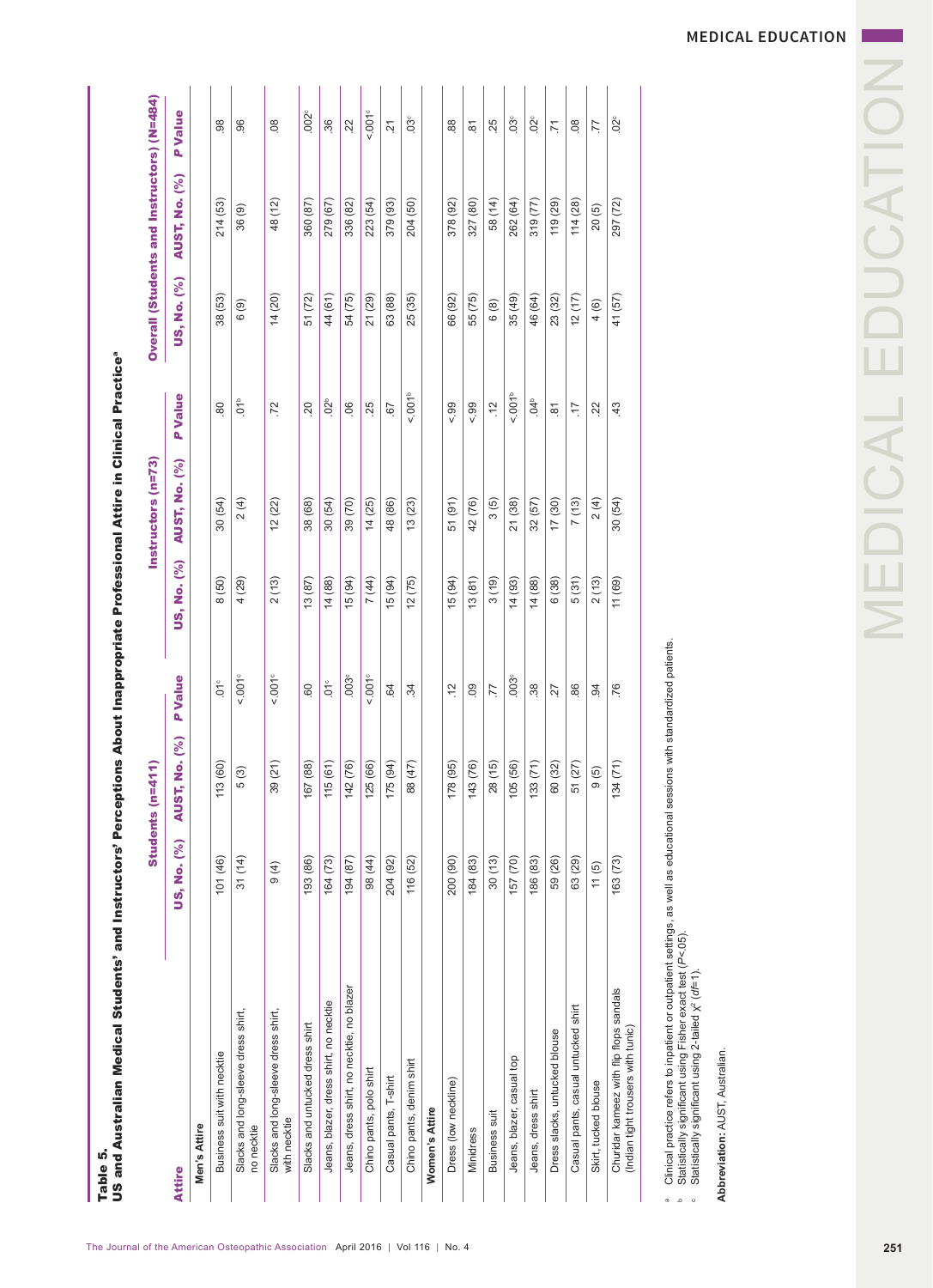**Table 5.**
**US and Australian Medical Students' and Instructors' Perceptions About Inappropriate Professional Attire in Clinical Practice[a]**

| Attire | Students (n=411) | | | Instructors (n=73) | | | Overall (Students and Instructors) (N=484) | | |
|---|---|---|---|---|---|---|---|---|---|
| | US, No. (%) | AUST, No. (%) | *P* Value | US, No. (%) | AUST, No. (%) | *P* Value | US, No. (%) | AUST, No. (%) | *P* Value |
| **Men's Attire** | | | | | | | | | |
| Business suit with necktie | 101 (46) | 113 (60) | .01[c] | 8 (50) | 30 (54) | .80 | 38 (53) | 214 (53) | .98 |
| Slacks and long-sleeve dress shirt, no necktie | 31 (14) | 5 (3) | <.001[c] | 4 (29) | 2 (4) | .01[b] | 6 (9) | 36 (9) | .96 |
| Slacks and long-sleeve dress shirt, with necktie | 9 (4) | 39 (21) | <.001[c] | 2 (13) | 12 (22) | .72 | 14 (20) | 48 (12) | .08 |
| Slacks and untucked dress shirt | 193 (86) | 167 (88) | .60 | 13 (87) | 38 (68) | .20 | 51 (72) | 360 (87) | .002[c] |
| Jeans, blazer, dress shirt, no necktie | 164 (73) | 115 (61) | .01[c] | 14 (88) | 30 (54) | .02[b] | 44 (61) | 279 (67) | .36 |
| Jeans, dress shirt, no necktie, no blazer | 194 (87) | 142 (76) | .003[c] | 15 (94) | 39 (70) | .06 | 54 (75) | 336 (82) | .22 |
| Chino pants, polo shirt | 98 (44) | 125 (66) | <.001[c] | 7 (44) | 14 (25) | .25 | 21 (29) | 223 (54) | <.001[c] |
| Casual pants, T-shirt | 204 (92) | 175 (94) | .64 | 15 (94) | 48 (86) | .67 | 63 (88) | 379 (93) | .21 |
| Chino pants, denim shirt | 116 (52) | 88 (47) | .34 | 12 (75) | 13 (23) | <.001[b] | 25 (35) | 204 (50) | .03[c] |
| **Women's Attire** | | | | | | | | | |
| Dress (low neckline) | 200 (90) | 178 (95) | .12 | 15 (94) | 51 (91) | <.99 | 66 (92) | 378 (92) | .88 |
| Minidress | 184 (83) | 143 (76) | .09 | 13 (81) | 42 (76) | <.99 | 55 (75) | 327 (80) | .81 |
| Business suit | 30 (13) | 28 (15) | .77 | 3 (19) | 3 (5) | .12 | 6 (8) | 58 (14) | .25 |
| Jeans, blazer, casual top | 157 (70) | 105 (56) | .003[c] | 14 (93) | 21 (38) | <.001[b] | 35 (49) | 262 (64) | .03[c] |
| Jeans, dress shirt | 186 (83) | 133 (71) | .38 | 14 (88) | 32 (57) | .04[b] | 46 (64) | 319 (77) | .02[c] |
| Dress slacks, untucked blouse | 59 (26) | 60 (32) | .27 | 6 (38) | 17 (30) | .81 | 23 (32) | 119 (29) | .71 |
| Casual pants, casual untucked shirt | 63 (29) | 51 (27) | .86 | 5 (31) | 7 (13) | .17 | 12 (17) | 114 (28) | .08 |
| Skirt, tucked blouse | 11 (5) | 9 (5) | .94 | 2 (13) | 2 (4) | .22 | 4 (6) | 20 (5) | .77 |
| Churidar kameez with flip flops sandals (Indian tight trousers with tunic) | 163 (73) | 134 (71) | .76 | 11 (69) | 30 (54) | .43 | 41 (57) | 297 (72) | .02[c] |

[a] Clinical practice refers to inpatient or outpatient settings, as well as educational sessions with standardized patients.
[b] Statistically significant using Fisher exact test ($P<.05$).
[c] Statistically significant using 2-tailed $\chi^2$ ($df=1$).

**Abbreviation:** AUST, Australian.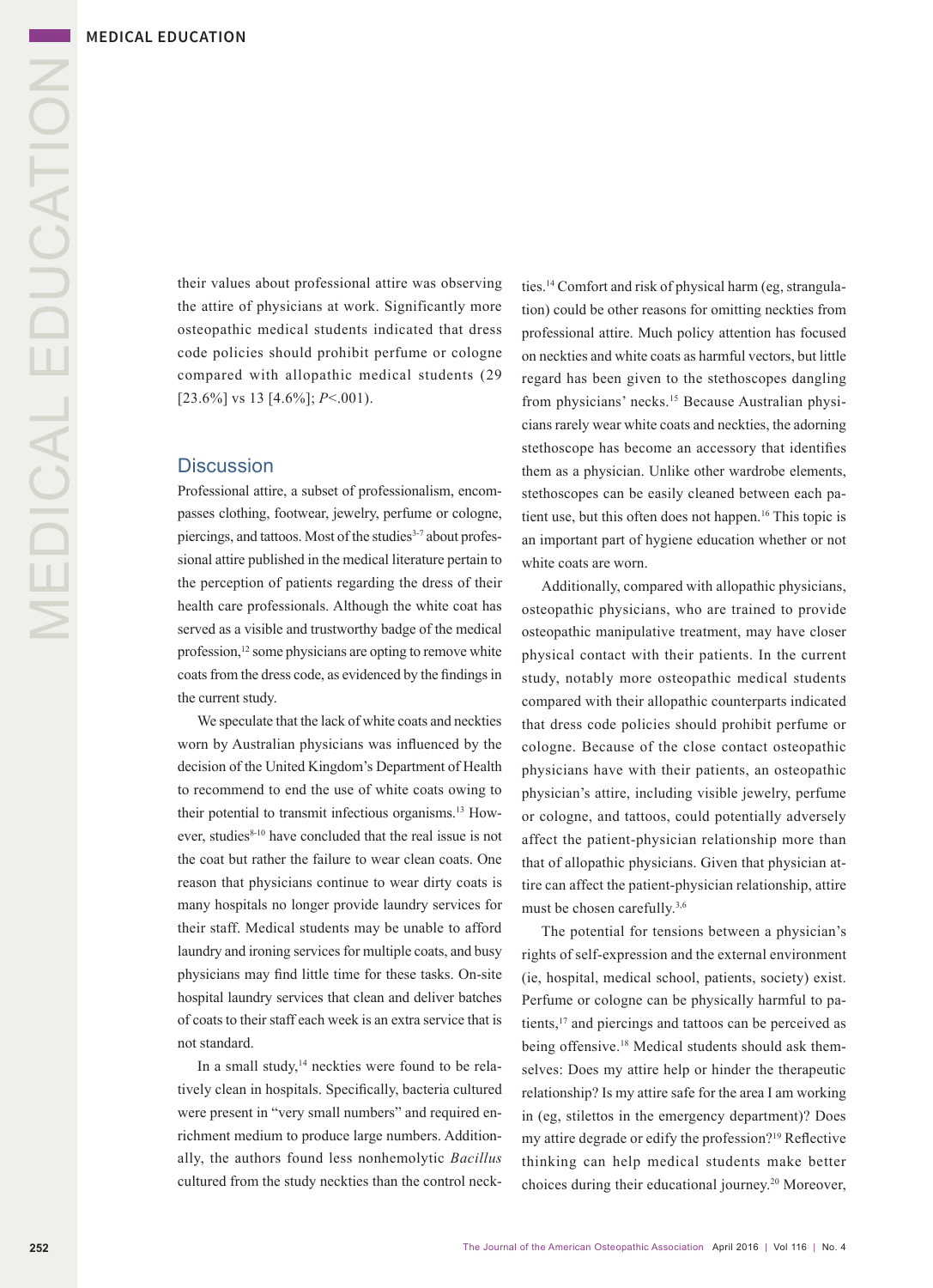their values about professional attire was observing the attire of physicians at work. Significantly more osteopathic medical students indicated that dress code policies should prohibit perfume or cologne compared with allopathic medical students (29 [23.6%] vs 13 [4.6%]; *P*<.001).

## Discussion

Professional attire, a subset of professionalism, encompasses clothing, footwear, jewelry, perfume or cologne, piercings, and tattoos. Most of the studies[3-7] about professional attire published in the medical literature pertain to the perception of patients regarding the dress of their health care professionals. Although the white coat has served as a visible and trustworthy badge of the medical profession,[12] some physicians are opting to remove white coats from the dress code, as evidenced by the findings in the current study.

We speculate that the lack of white coats and neckties worn by Australian physicians was influenced by the decision of the United Kingdom's Department of Health to recommend to end the use of white coats owing to their potential to transmit infectious organisms.[13] However, studies[8-10] have concluded that the real issue is not the coat but rather the failure to wear clean coats. One reason that physicians continue to wear dirty coats is many hospitals no longer provide laundry services for their staff. Medical students may be unable to afford laundry and ironing services for multiple coats, and busy physicians may find little time for these tasks. On-site hospital laundry services that clean and deliver batches of coats to their staff each week is an extra service that is not standard.

In a small study,[14] neckties were found to be relatively clean in hospitals. Specifically, bacteria cultured were present in "very small numbers" and required enrichment medium to produce large numbers. Additionally, the authors found less nonhemolytic *Bacillus* cultured from the study neckties than the control neckties.[14] Comfort and risk of physical harm (eg, strangulation) could be other reasons for omitting neckties from professional attire. Much policy attention has focused on neckties and white coats as harmful vectors, but little regard has been given to the stethoscopes dangling from physicians' necks.[15] Because Australian physicians rarely wear white coats and neckties, the adorning stethoscope has become an accessory that identifies them as a physician. Unlike other wardrobe elements, stethoscopes can be easily cleaned between each patient use, but this often does not happen.[16] This topic is an important part of hygiene education whether or not white coats are worn.

Additionally, compared with allopathic physicians, osteopathic physicians, who are trained to provide osteopathic manipulative treatment, may have closer physical contact with their patients. In the current study, notably more osteopathic medical students compared with their allopathic counterparts indicated that dress code policies should prohibit perfume or cologne. Because of the close contact osteopathic physicians have with their patients, an osteopathic physician's attire, including visible jewelry, perfume or cologne, and tattoos, could potentially adversely affect the patient-physician relationship more than that of allopathic physicians. Given that physician attire can affect the patient-physician relationship, attire must be chosen carefully.[3,6]

The potential for tensions between a physician's rights of self-expression and the external environment (ie, hospital, medical school, patients, society) exist. Perfume or cologne can be physically harmful to patients,[17] and piercings and tattoos can be perceived as being offensive.[18] Medical students should ask themselves: Does my attire help or hinder the therapeutic relationship? Is my attire safe for the area I am working in (eg, stilettos in the emergency department)? Does my attire degrade or edify the profession?[19] Reflective thinking can help medical students make better choices during their educational journey.[20] Moreover,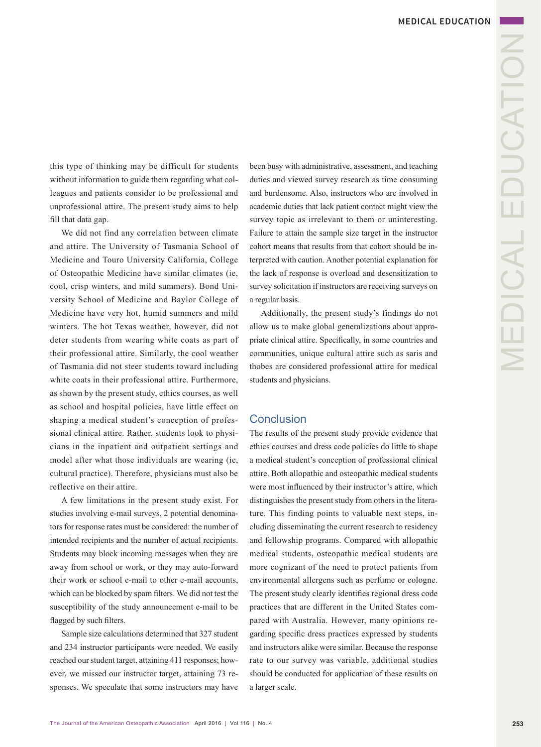this type of thinking may be difficult for students without information to guide them regarding what colleagues and patients consider to be professional and unprofessional attire. The present study aims to help fill that data gap.

We did not find any correlation between climate and attire. The University of Tasmania School of Medicine and Touro University California, College of Osteopathic Medicine have similar climates (ie, cool, crisp winters, and mild summers). Bond University School of Medicine and Baylor College of Medicine have very hot, humid summers and mild winters. The hot Texas weather, however, did not deter students from wearing white coats as part of their professional attire. Similarly, the cool weather of Tasmania did not steer students toward including white coats in their professional attire. Furthermore, as shown by the present study, ethics courses, as well as school and hospital policies, have little effect on shaping a medical student's conception of professional clinical attire. Rather, students look to physicians in the inpatient and outpatient settings and model after what those individuals are wearing (ie, cultural practice). Therefore, physicians must also be reflective on their attire.

A few limitations in the present study exist. For studies involving e-mail surveys, 2 potential denominators for response rates must be considered: the number of intended recipients and the number of actual recipients. Students may block incoming messages when they are away from school or work, or they may auto-forward their work or school e-mail to other e-mail accounts, which can be blocked by spam filters. We did not test the susceptibility of the study announcement e-mail to be flagged by such filters.

Sample size calculations determined that 327 student and 234 instructor participants were needed. We easily reached our student target, attaining 411 responses; however, we missed our instructor target, attaining 73 responses. We speculate that some instructors may have been busy with administrative, assessment, and teaching duties and viewed survey research as time consuming and burdensome. Also, instructors who are involved in academic duties that lack patient contact might view the survey topic as irrelevant to them or uninteresting. Failure to attain the sample size target in the instructor cohort means that results from that cohort should be interpreted with caution. Another potential explanation for the lack of response is overload and desensitization to survey solicitation if instructors are receiving surveys on a regular basis.

Additionally, the present study's findings do not allow us to make global generalizations about appropriate clinical attire. Specifically, in some countries and communities, unique cultural attire such as saris and thobes are considered professional attire for medical students and physicians.

## Conclusion

The results of the present study provide evidence that ethics courses and dress code policies do little to shape a medical student's conception of professional clinical attire. Both allopathic and osteopathic medical students were most influenced by their instructor's attire, which distinguishes the present study from others in the literature. This finding points to valuable next steps, including disseminating the current research to residency and fellowship programs. Compared with allopathic medical students, osteopathic medical students are more cognizant of the need to protect patients from environmental allergens such as perfume or cologne. The present study clearly identifies regional dress code practices that are different in the United States compared with Australia. However, many opinions regarding specific dress practices expressed by students and instructors alike were similar. Because the response rate to our survey was variable, additional studies should be conducted for application of these results on a larger scale.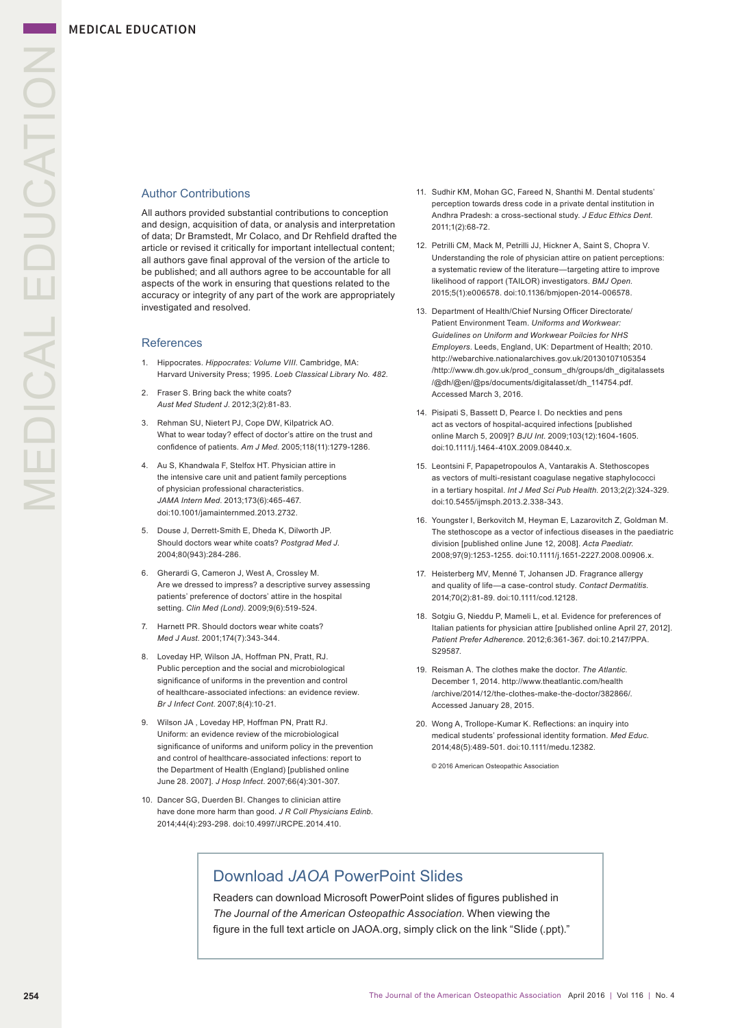## Author Contributions

All authors provided substantial contributions to conception and design, acquisition of data, or analysis and interpretation of data; Dr Bramstedt, Mr Colaco, and Dr Rehfield drafted the article or revised it critically for important intellectual content; all authors gave final approval of the version of the article to be published; and all authors agree to be accountable for all aspects of the work in ensuring that questions related to the accuracy or integrity of any part of the work are appropriately investigated and resolved.

## References

1. Hippocrates. *Hippocrates: Volume VIII*. Cambridge, MA: Harvard University Press; 1995. *Loeb Classical Library No. 482.*
2. Fraser S. Bring back the white coats? *Aust Med Student J*. 2012;3(2):81-83.
3. Rehman SU, Nietert PJ, Cope DW, Kilpatrick AO. What to wear today? effect of doctor's attire on the trust and confidence of patients. *Am J Med*. 2005;118(11):1279-1286.
4. Au S, Khandwala F, Stelfox HT. Physician attire in the intensive care unit and patient family perceptions of physician professional characteristics. *JAMA Intern Med*. 2013;173(6):465-467. doi:10.1001/jamainternmed.2013.2732.
5. Douse J, Derrett-Smith E, Dheda K, Dilworth JP. Should doctors wear white coats? *Postgrad Med J*. 2004;80(943):284-286.
6. Gherardi G, Cameron J, West A, Crossley M. Are we dressed to impress? a descriptive survey assessing patients' preference of doctors' attire in the hospital setting. *Clin Med (Lond)*. 2009;9(6):519-524.
7. Harnett PR. Should doctors wear white coats? *Med J Aust*. 2001;174(7):343-344.
8. Loveday HP, Wilson JA, Hoffman PN, Pratt, RJ. Public perception and the social and microbiological significance of uniforms in the prevention and control of healthcare-associated infections: an evidence review. *Br J Infect Cont*. 2007;8(4):10-21.
9. Wilson JA , Loveday HP, Hoffman PN, Pratt RJ. Uniform: an evidence review of the microbiological significance of uniforms and uniform policy in the prevention and control of healthcare-associated infections: report to the Department of Health (England) [published online June 28. 2007]. *J Hosp Infect*. 2007;66(4):301-307.
10. Dancer SG, Duerden BI. Changes to clinician attire have done more harm than good. *J R Coll Physicians Edinb*. 2014;44(4):293-298. doi:10.4997/JRCPE.2014.410.
11. Sudhir KM, Mohan GC, Fareed N, Shanthi M. Dental students' perception towards dress code in a private dental institution in Andhra Pradesh: a cross-sectional study. *J Educ Ethics Dent*. 2011;1(2):68-72.
12. Petrilli CM, Mack M, Petrilli JJ, Hickner A, Saint S, Chopra V. Understanding the role of physician attire on patient perceptions: a systematic review of the literature—targeting attire to improve likelihood of rapport (TAILOR) investigators. *BMJ Open*. 2015;5(1):e006578. doi:10.1136/bmjopen-2014-006578.
13. Department of Health/Chief Nursing Officer Directorate/ Patient Environment Team. *Uniforms and Workwear: Guidelines on Uniform and Workwear Poilcies for NHS Employers*. Leeds, England, UK: Department of Health; 2010. http://webarchive.nationalarchives.gov.uk/20130107105354/http://www.dh.gov.uk/prod_consum_dh/groups/dh_digitalassets/@dh/@en/@ps/documents/digitalasset/dh_114754.pdf. Accessed March 3, 2016.
14. Pisipati S, Bassett D, Pearce I. Do neckties and pens act as vectors of hospital-acquired infections [published online March 5, 2009]? *BJU Int*. 2009;103(12):1604-1605. doi:10.1111/j.1464-410X.2009.08440.x.
15. Leontsini F, Papapetropoulos A, Vantarakis A. Stethoscopes as vectors of multi-resistant coagulase negative staphylococci in a tertiary hospital. *Int J Med Sci Pub Health*. 2013;2(2):324-329. doi:10.5455/ijmsph.2013.2.338-343.
16. Youngster I, Berkovitch M, Heyman E, Lazarovitch Z, Goldman M. The stethoscope as a vector of infectious diseases in the paediatric division [published online June 12, 2008]. *Acta Paediatr*. 2008;97(9):1253-1255. doi:10.1111/j.1651-2227.2008.00906.x.
17. Heisterberg MV, Menné T, Johansen JD. Fragrance allergy and quality of life—a case-control study. *Contact Dermatitis*. 2014;70(2):81-89. doi:10.1111/cod.12128.
18. Sotgiu G, Nieddu P, Mameli L, et al. Evidence for preferences of Italian patients for physician attire [published online April 27, 2012]. *Patient Prefer Adherence*. 2012;6:361-367. doi:10.2147/PPA.S29587.
19. Reisman A. The clothes make the doctor. *The Atlantic*. December 1, 2014. http://www.theatlantic.com/health/archive/2014/12/the-clothes-make-the-doctor/382866/. Accessed January 28, 2015.
20. Wong A, Trollope-Kumar K. Reflections: an inquiry into medical students' professional identity formation. *Med Educ*. 2014;48(5):489-501. doi:10.1111/medu.12382.

© 2016 American Osteopathic Association

## Download *JAOA* PowerPoint Slides

Readers can download Microsoft PowerPoint slides of figures published in *The Journal of the American Osteopathic Association.* When viewing the figure in the full text article on JAOA.org, simply click on the link "Slide (.ppt)."